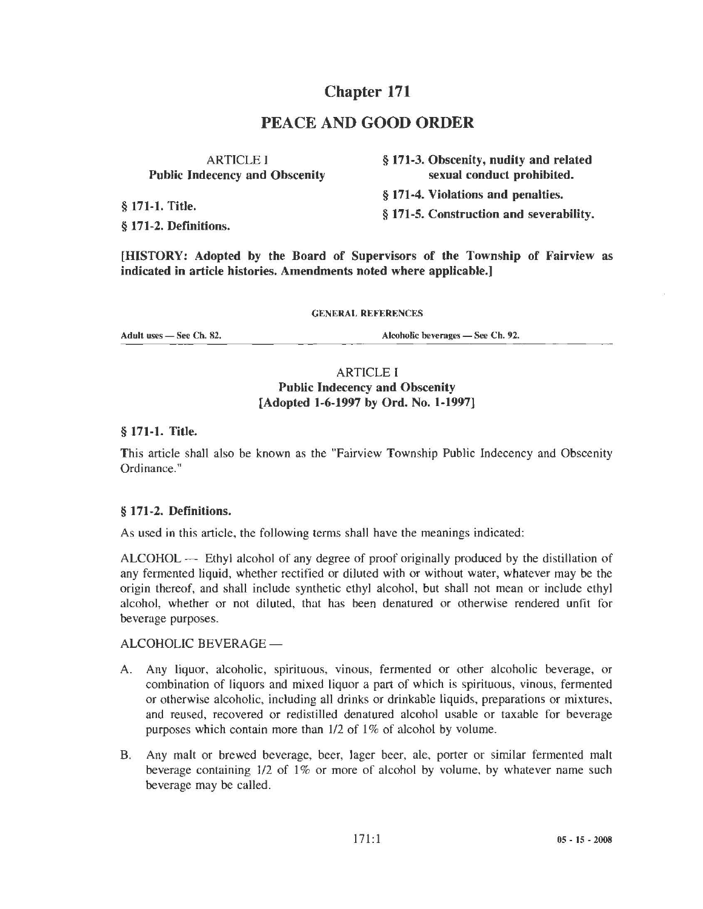# Chapter 171

# PEACE AND GOOD ORDER

**ARTICLE I**
**Public Indecency and Obscenity**

**§ 171-1. Title.**

**§ 171-2. Definitions.**

**§ 171-3. Obscenity, nudity and related sexual conduct prohibited.**

**§ 171-4. Violations and penalties.**

**§ 171-5. Construction and severability.**

**[HISTORY: Adopted by the Board of Supervisors of the Township of Fairview as indicated in article histories. Amendments noted where applicable.]**

GENERAL REFERENCES

Adult uses — See Ch. 82.

Alcoholic beverages — See Ch. 92.

## ARTICLE I
## Public Indecency and Obscenity
## [Adopted 1-6-1997 by Ord. No. 1-1997]

### § 171-1. Title.

This article shall also be known as the "Fairview Township Public Indecency and Obscenity Ordinance."

### § 171-2. Definitions.

As used in this article, the following terms shall have the meanings indicated:

ALCOHOL — Ethyl alcohol of any degree of proof originally produced by the distillation of any fermented liquid, whether rectified or diluted with or without water, whatever may be the origin thereof, and shall include synthetic ethyl alcohol, but shall not mean or include ethyl alcohol, whether or not diluted, that has been denatured or otherwise rendered unfit for beverage purposes.

ALCOHOLIC BEVERAGE —

A. Any liquor, alcoholic, spirituous, vinous, fermented or other alcoholic beverage, or combination of liquors and mixed liquor a part of which is spirituous, vinous, fermented or otherwise alcoholic, including all drinks or drinkable liquids, preparations or mixtures, and reused, recovered or redistilled denatured alcohol usable or taxable for beverage purposes which contain more than 1/2 of 1% of alcohol by volume.

B. Any malt or brewed beverage, beer, lager beer, ale, porter or similar fermented malt beverage containing 1/2 of 1% or more of alcohol by volume, by whatever name such beverage may be called.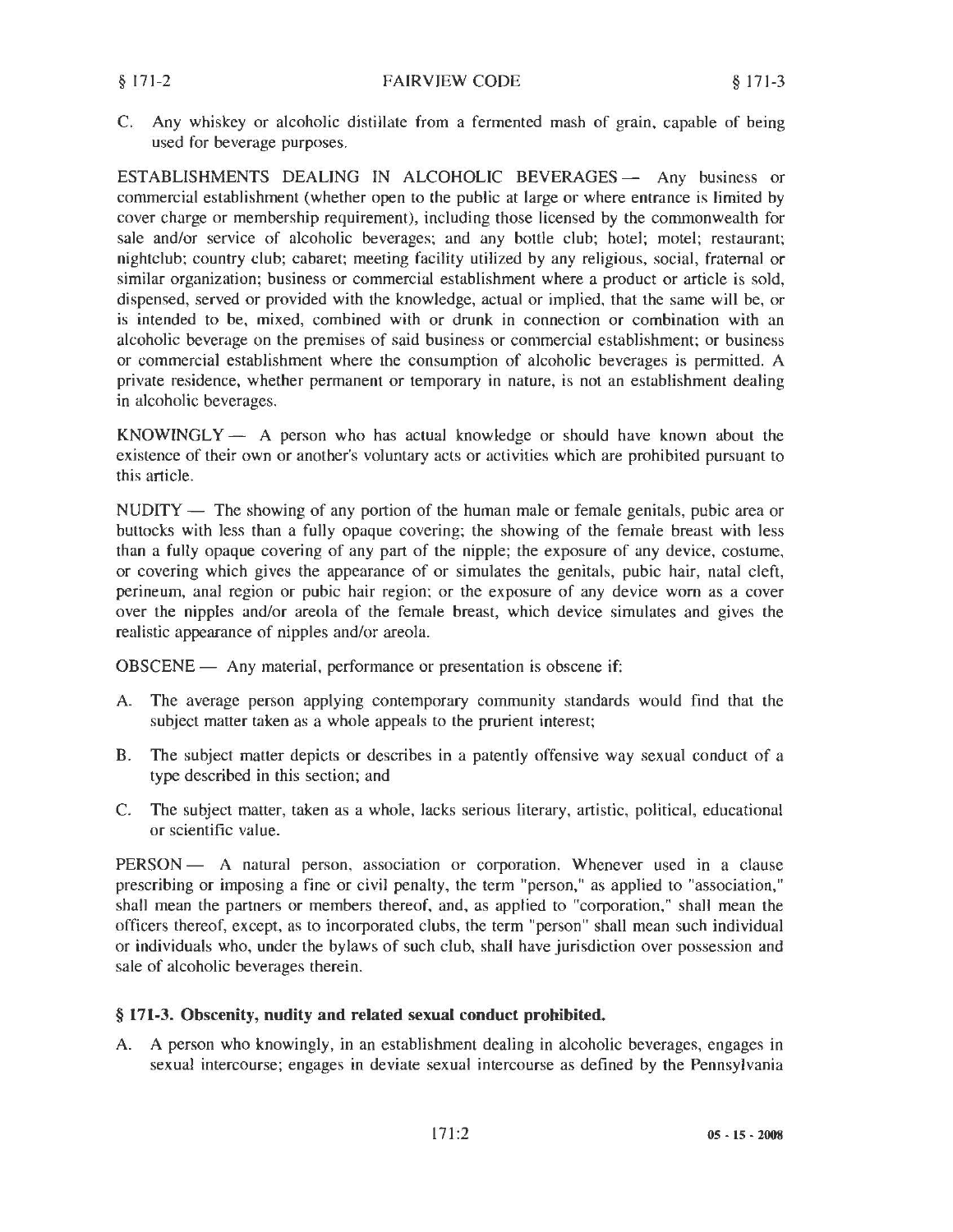C. Any whiskey or alcoholic distillate from a fermented mash of grain, capable of being used for beverage purposes.

ESTABLISHMENTS DEALING IN ALCOHOLIC BEVERAGES — Any business or commercial establishment (whether open to the public at large or where entrance is limited by cover charge or membership requirement), including those licensed by the commonwealth for sale and/or service of alcoholic beverages; and any bottle club; hotel; motel; restaurant; nightclub; country club; cabaret; meeting facility utilized by any religious, social, fraternal or similar organization; business or commercial establishment where a product or article is sold, dispensed, served or provided with the knowledge, actual or implied, that the same will be, or is intended to be, mixed, combined with or drunk in connection or combination with an alcoholic beverage on the premises of said business or commercial establishment; or business or commercial establishment where the consumption of alcoholic beverages is permitted. A private residence, whether permanent or temporary in nature, is not an establishment dealing in alcoholic beverages.

KNOWINGLY — A person who has actual knowledge or should have known about the existence of their own or another's voluntary acts or activities which are prohibited pursuant to this article.

NUDITY — The showing of any portion of the human male or female genitals, pubic area or buttocks with less than a fully opaque covering; the showing of the female breast with less than a fully opaque covering of any part of the nipple; the exposure of any device, costume, or covering which gives the appearance of or simulates the genitals, pubic hair, natal cleft, perineum, anal region or pubic hair region; or the exposure of any device worn as a cover over the nipples and/or areola of the female breast, which device simulates and gives the realistic appearance of nipples and/or areola.

OBSCENE — Any material, performance or presentation is obscene if:

A. The average person applying contemporary community standards would find that the subject matter taken as a whole appeals to the prurient interest;

B. The subject matter depicts or describes in a patently offensive way sexual conduct of a type described in this section; and

C. The subject matter, taken as a whole, lacks serious literary, artistic, political, educational or scientific value.

PERSON — A natural person, association or corporation. Whenever used in a clause prescribing or imposing a fine or civil penalty, the term "person," as applied to "association," shall mean the partners or members thereof, and, as applied to "corporation," shall mean the officers thereof, except, as to incorporated clubs, the term "person" shall mean such individual or individuals who, under the bylaws of such club, shall have jurisdiction over possession and sale of alcoholic beverages therein.

### § 171-3. Obscenity, nudity and related sexual conduct prohibited.

A. A person who knowingly, in an establishment dealing in alcoholic beverages, engages in sexual intercourse; engages in deviate sexual intercourse as defined by the Pennsylvania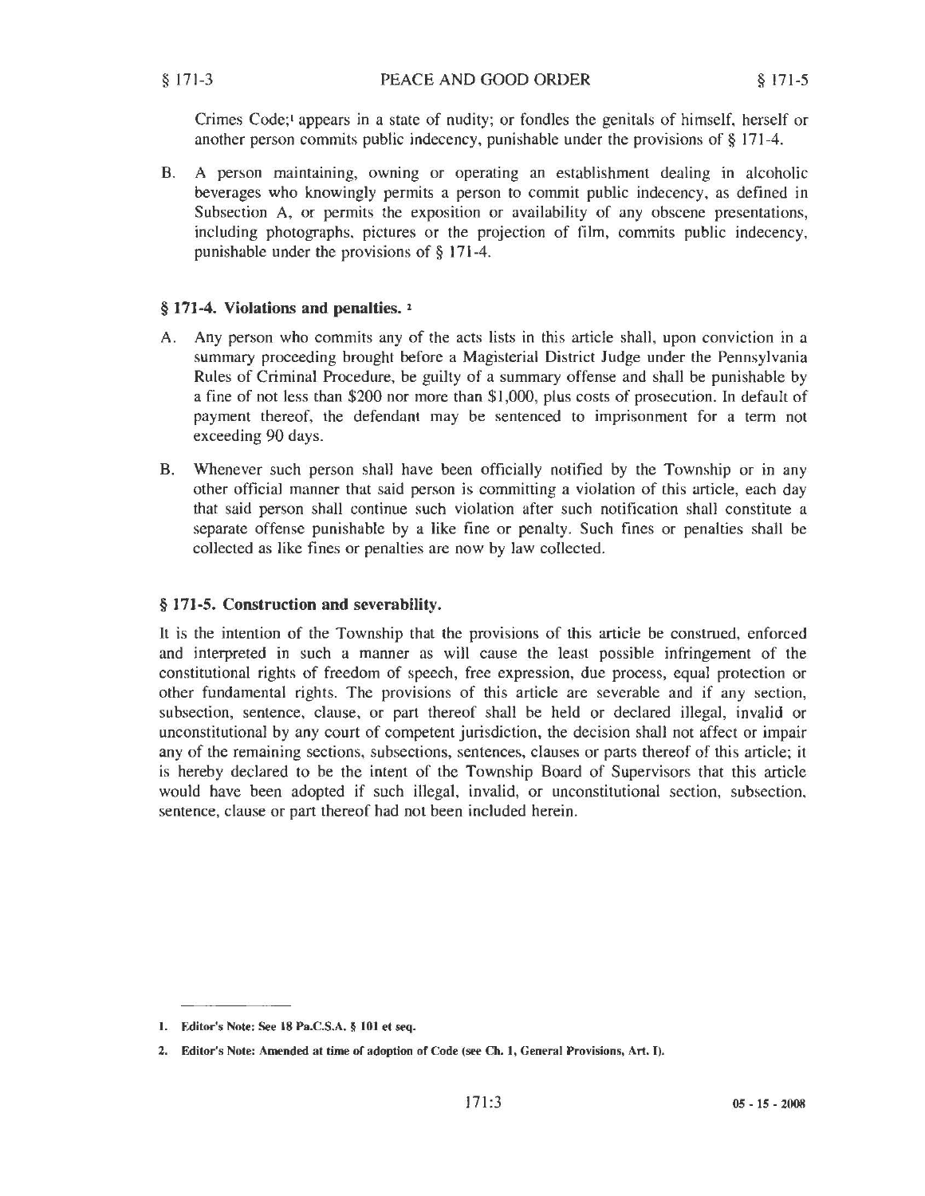Crimes Code;[1] appears in a state of nudity; or fondles the genitals of himself, herself or another person commits public indecency, punishable under the provisions of § 171-4.

B. A person maintaining, owning or operating an establishment dealing in alcoholic beverages who knowingly permits a person to commit public indecency, as defined in Subsection A, or permits the exposition or availability of any obscene presentations, including photographs, pictures or the projection of film, commits public indecency, punishable under the provisions of § 171-4.

### § 171-4. Violations and penalties. [2]

A. Any person who commits any of the acts lists in this article shall, upon conviction in a summary proceeding brought before a Magisterial District Judge under the Pennsylvania Rules of Criminal Procedure, be guilty of a summary offense and shall be punishable by a fine of not less than $200 nor more than $1,000, plus costs of prosecution. In default of payment thereof, the defendant may be sentenced to imprisonment for a term not exceeding 90 days.

B. Whenever such person shall have been officially notified by the Township or in any other official manner that said person is committing a violation of this article, each day that said person shall continue such violation after such notification shall constitute a separate offense punishable by a like fine or penalty. Such fines or penalties shall be collected as like fines or penalties are now by law collected.

### § 171-5. Construction and severability.

It is the intention of the Township that the provisions of this article be construed, enforced and interpreted in such a manner as will cause the least possible infringement of the constitutional rights of freedom of speech, free expression, due process, equal protection or other fundamental rights. The provisions of this article are severable and if any section, subsection, sentence, clause, or part thereof shall be held or declared illegal, invalid or unconstitutional by any court of competent jurisdiction, the decision shall not affect or impair any of the remaining sections, subsections, sentences, clauses or parts thereof of this article; it is hereby declared to be the intent of the Township Board of Supervisors that this article would have been adopted if such illegal, invalid, or unconstitutional section, subsection, sentence, clause or part thereof had not been included herein.

---

1. **Editor's Note: See 18 Pa.C.S.A. § 101 et seq.**

2. **Editor's Note: Amended at time of adoption of Code (see Ch. 1, General Provisions, Art. I).**